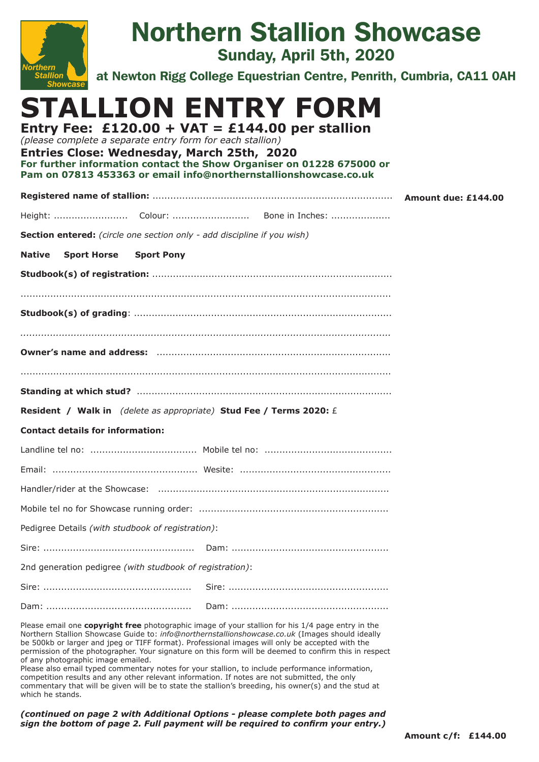# Northern Stallion Showcase

## Sunday, April 5th, 2020

### at Newton Rigg College Equestrian Centre, Penrith, Cumbria, CA11 0AH

# STALLION ENTRY FORM

**Entry Fee: £120.00 + VAT = £144.00 per stallion**

*(please complete a separate entry form for each stallion)*

**Entries Close: Wednesday, March 25th, 2020**

**For further information contact the Show Organiser on 01228 675000 or Pam on 07813 453363 or email info@northernstallionshowcase.co.uk**

**Registered name of stallion:** .................................................................................. **Amount due: £144.00**

Height: ......................... Colour: .......................... Bone in Inches: ....................

**Section entered:** *(circle one section only - add discipline if you wish)*

**Native** **Sport Horse** **Sport Pony**

**Studbook(s) of registration:** ..................................................................................

..................................................................................................................................

**Studbook(s) of grading**: ..........................................................................................

..................................................................................................................................

**Owner's name and address:** ..................................................................................

..................................................................................................................................

**Standing at which stud?** ..........................................................................................

**Resident / Walk in** *(delete as appropriate)* **Stud Fee / Terms 2020:** £

**Contact details for information:**

Landline tel no: .................................... Mobile tel no: ..........................................

Email: ................................................ Wesite: ..................................................

Handler/rider at the Showcase: ..............................................................................

Mobile tel no for Showcase running order: ................................................................

Pedigree Details *(with studbook of registration)*:

Sire: .................................................. Dam: ....................................................

2nd generation pedigree *(with studbook of registration)*:

Sire: .................................................. Sire: ....................................................

Dam: .................................................. Dam: ....................................................

Please email one **copyright free** photographic image of your stallion for his 1/4 page entry in the Northern Stallion Showcase Guide to: *info@northernstallionshowcase.co.uk* (Images should ideally be 500kb or larger and jpeg or TIFF format). Professional images will only be accepted with the permission of the photographer. Your signature on this form will be deemed to confirm this in respect of any photographic image emailed.

Please also email typed commentary notes for your stallion, to include performance information, competition results and any other relevant information. If notes are not submitted, the only commentary that will be given will be to state the stallion's breeding, his owner(s) and the stud at which he stands.

***(continued on page 2 with Additional Options - please complete both pages and sign the bottom of page 2. Full payment will be required to confirm your entry.)***

**Amount c/f: £144.00**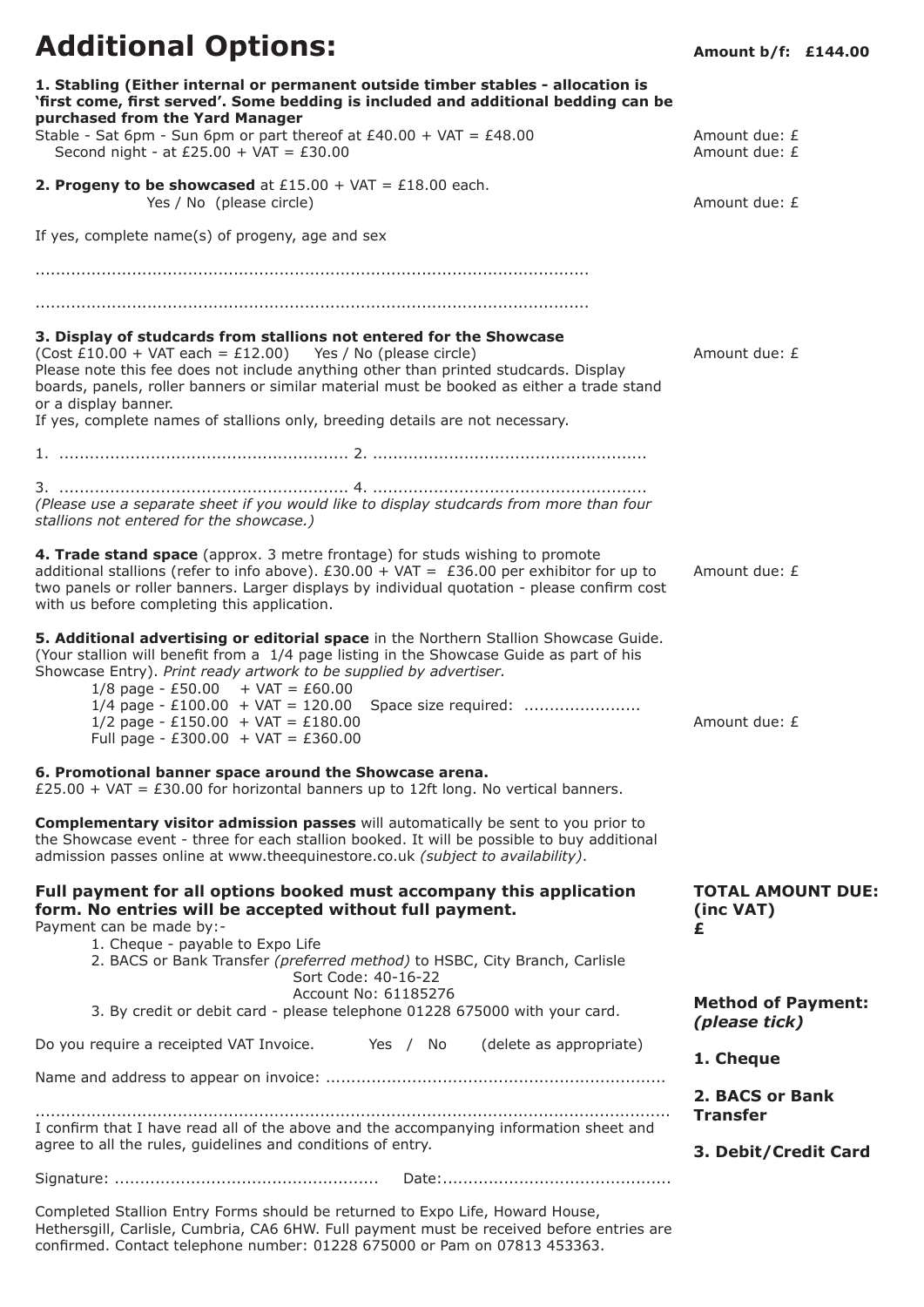# Additional Options:

**Amount b/f: £144.00**

**1. Stabling (Either internal or permanent outside timber stables - allocation is 'first come, first served'. Some bedding is included and additional bedding can be purchased from the Yard Manager**

Stable - Sat 6pm - Sun 6pm or part thereof at £40.00 + VAT = £48.00 — Amount due: £

Second night - at £25.00 + VAT = £30.00 — Amount due: £

**2. Progeny to be showcased** at £15.00 + VAT = £18.00 each.
Yes / No (please circle) — Amount due: £

If yes, complete name(s) of progeny, age and sex

..........................................................................................................

..........................................................................................................

**3. Display of studcards from stallions not entered for the Showcase**
(Cost £10.00 + VAT each = £12.00) Yes / No (please circle) — Amount due: £

Please note this fee does not include anything other than printed studcards. Display boards, panels, roller banners or similar material must be booked as either a trade stand or a display banner.

If yes, complete names of stallions only, breeding details are not necessary.

1. ........................................................ 2. .....................................................

3. ........................................................ 4. .....................................................

*(Please use a separate sheet if you would like to display studcards from more than four stallions not entered for the showcase.)*

**4. Trade stand space** (approx. 3 metre frontage) for studs wishing to promote additional stallions (refer to info above). £30.00 + VAT = £36.00 per exhibitor for up to two panels or roller banners. Larger displays by individual quotation - please confirm cost with us before completing this application. — Amount due: £

**5. Additional advertising or editorial space** in the Northern Stallion Showcase Guide. (Your stallion will benefit from a 1/4 page listing in the Showcase Guide as part of his Showcase Entry). *Print ready artwork to be supplied by advertiser.*

1/8 page - £50.00 + VAT = £60.00
1/4 page - £100.00 + VAT = 120.00 Space size required: .......................
1/2 page - £150.00 + VAT = £180.00
Full page - £300.00 + VAT = £360.00

Amount due: £

**6. Promotional banner space around the Showcase arena.**
£25.00 + VAT = £30.00 for horizontal banners up to 12ft long. No vertical banners.

**Complementary visitor admission passes** will automatically be sent to you prior to the Showcase event - three for each stallion booked. It will be possible to buy additional admission passes online at www.theequinestore.co.uk *(subject to availability)*.

**Full payment for all options booked must accompany this application form. No entries will be accepted without full payment.**

**TOTAL AMOUNT DUE: (inc VAT) £**

Payment can be made by:-

1. Cheque - payable to Expo Life
2. BACS or Bank Transfer *(preferred method)* to HSBC, City Branch, Carlisle
   Sort Code: 40-16-22
   Account No: 61185276
3. By credit or debit card - please telephone 01228 675000 with your card.

**Method of Payment:** ***(please tick)***

**1. Cheque**

**2. BACS or Bank Transfer**

**3. Debit/Credit Card**

Do you require a receipted VAT Invoice. Yes / No (delete as appropriate)

Name and address to appear on invoice: ..................................................................

..........................................................................................................................

I confirm that I have read all of the above and the accompanying information sheet and agree to all the rules, guidelines and conditions of entry.

Signature: .................................................. Date:............................................

Completed Stallion Entry Forms should be returned to Expo Life, Howard House, Hethersgill, Carlisle, Cumbria, CA6 6HW. Full payment must be received before entries are confirmed. Contact telephone number: 01228 675000 or Pam on 07813 453363.